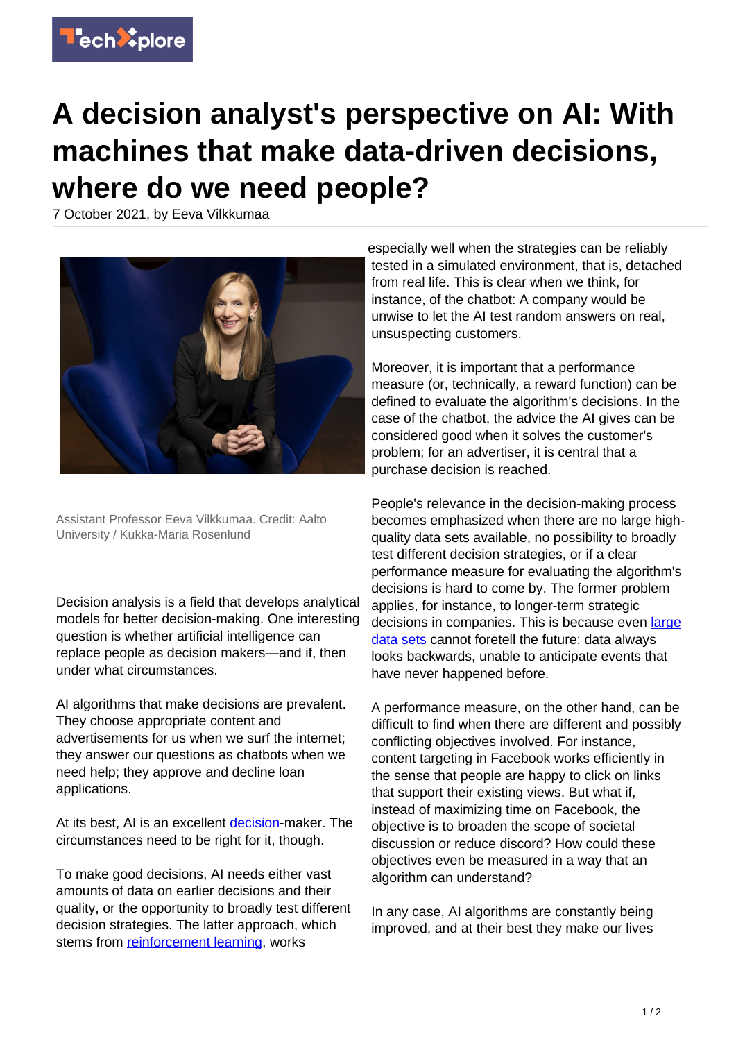# A decision analyst's perspective on AI: With machines that make data-driven decisions, where do we need people?

7 October 2021, by Eeva Vilkkumaa

Assistant Professor Eeva Vilkkumaa. Credit: Aalto University / Kukka-Maria Rosenlund

Decision analysis is a field that develops analytical models for better decision-making. One interesting question is whether artificial intelligence can replace people as decision makers—and if, then under what circumstances.

AI algorithms that make decisions are prevalent. They choose appropriate content and advertisements for us when we surf the internet; they answer our questions as chatbots when we need help; they approve and decline loan applications.

At its best, AI is an excellent decision-maker. The circumstances need to be right for it, though.

To make good decisions, AI needs either vast amounts of data on earlier decisions and their quality, or the opportunity to broadly test different decision strategies. The latter approach, which stems from reinforcement learning, works especially well when the strategies can be reliably tested in a simulated environment, that is, detached from real life. This is clear when we think, for instance, of the chatbot: A company would be unwise to let the AI test random answers on real, unsuspecting customers.

Moreover, it is important that a performance measure (or, technically, a reward function) can be defined to evaluate the algorithm's decisions. In the case of the chatbot, the advice the AI gives can be considered good when it solves the customer's problem; for an advertiser, it is central that a purchase decision is reached.

People's relevance in the decision-making process becomes emphasized when there are no large high-quality data sets available, no possibility to broadly test different decision strategies, or if a clear performance measure for evaluating the algorithm's decisions is hard to come by. The former problem applies, for instance, to longer-term strategic decisions in companies. This is because even large data sets cannot foretell the future: data always looks backwards, unable to anticipate events that have never happened before.

A performance measure, on the other hand, can be difficult to find when there are different and possibly conflicting objectives involved. For instance, content targeting in Facebook works efficiently in the sense that people are happy to click on links that support their existing views. But what if, instead of maximizing time on Facebook, the objective is to broaden the scope of societal discussion or reduce discord? How could these objectives even be measured in a way that an algorithm can understand?

In any case, AI algorithms are constantly being improved, and at their best they make our lives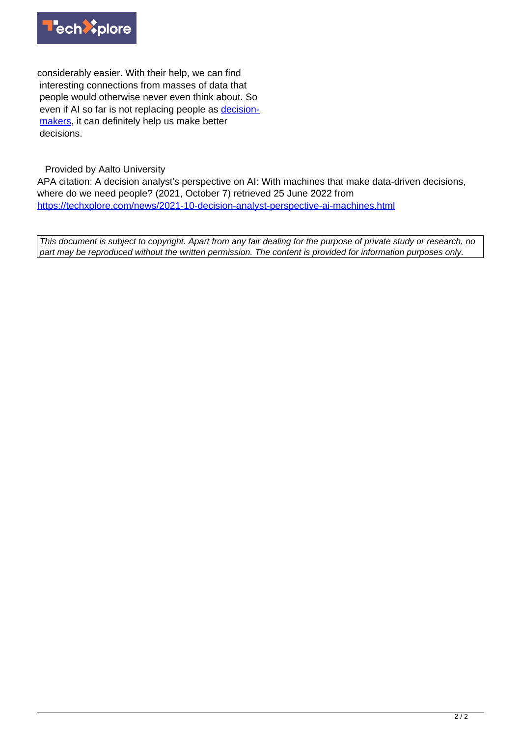considerably easier. With their help, we can find interesting connections from masses of data that people would otherwise never even think about. So even if AI so far is not replacing people as decision-makers, it can definitely help us make better decisions.

Provided by Aalto University

APA citation: A decision analyst's perspective on AI: With machines that make data-driven decisions, where do we need people? (2021, October 7) retrieved 25 June 2022 from https://techxplore.com/news/2021-10-decision-analyst-perspective-ai-machines.html

*This document is subject to copyright. Apart from any fair dealing for the purpose of private study or research, no part may be reproduced without the written permission. The content is provided for information purposes only.*